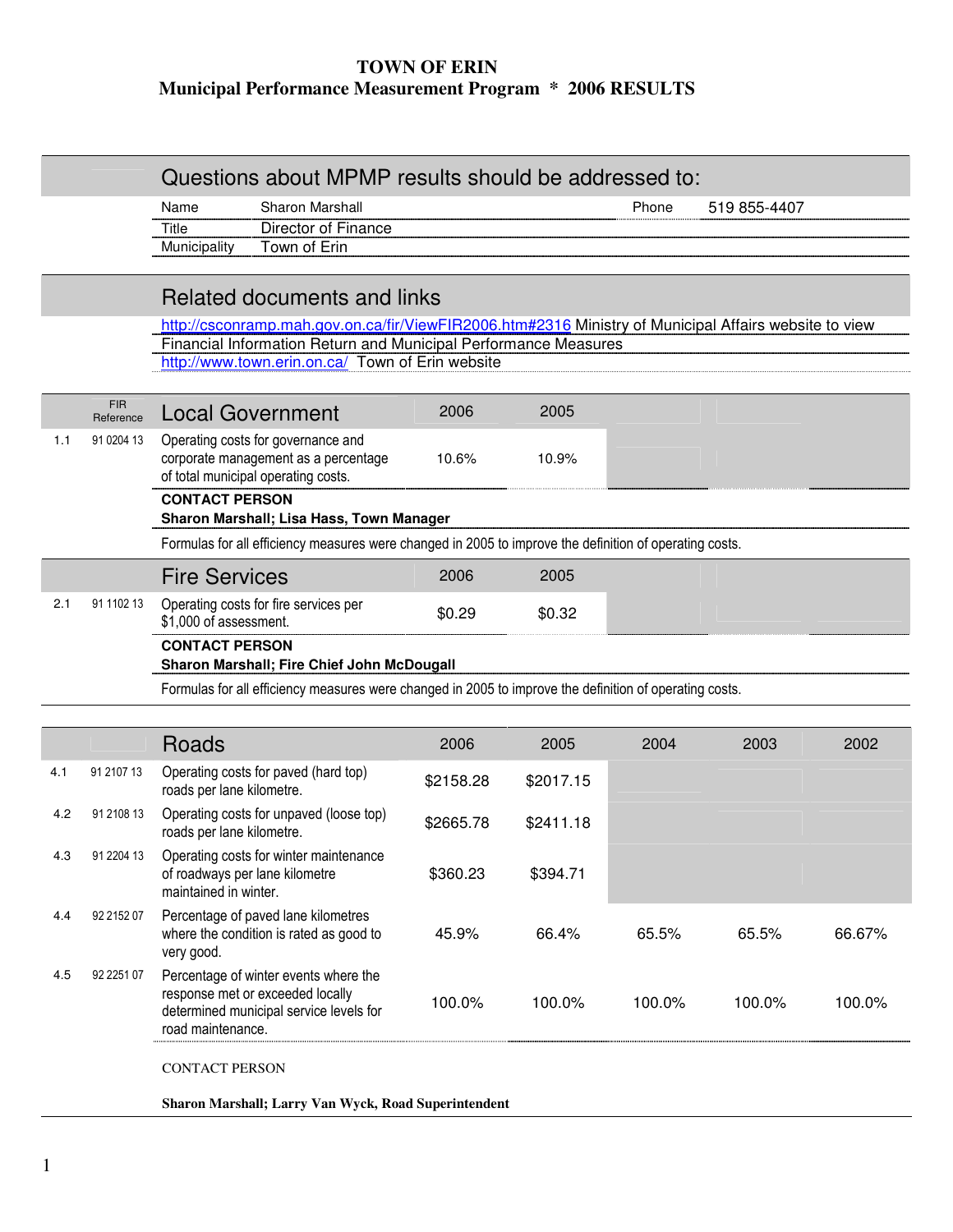# TOWN OF ERIN

## Municipal Performance Measurement Program * 2006 RESULTS

## Questions about MPMP results should be addressed to:

| | | | |
|---|---|---|---|
| Name | Sharon Marshall | Phone | 519 855-4407 |
| Title | Director of Finance | | |
| Municipality | Town of Erin | | |

## Related documents and links

http://csconramp.mah.gov.on.ca/fir/ViewFIR2006.htm#2316 Ministry of Municipal Affairs website to view Financial Information Return and Municipal Performance Measures

http://www.town.erin.on.ca/ Town of Erin website

| | FIR Reference | Local Government | 2006 | 2005 |
|---|---|---|---|---|
| 1.1 | 91 0204 13 | Operating costs for governance and corporate management as a percentage of total municipal operating costs. | 10.6% | 10.9% |

**CONTACT PERSON**

**Sharon Marshall; Lisa Hass, Town Manager**

Formulas for all efficiency measures were changed in 2005 to improve the definition of operating costs.

| | | Fire Services | 2006 | 2005 |
|---|---|---|---|---|
| 2.1 | 91 1102 13 | Operating costs for fire services per $1,000 of assessment. | $0.29 | $0.32 |

**CONTACT PERSON**

**Sharon Marshall; Fire Chief John McDougall**

Formulas for all efficiency measures were changed in 2005 to improve the definition of operating costs.

| | | Roads | 2006 | 2005 | 2004 | 2003 | 2002 |
|---|---|---|---|---|---|---|---|
| 4.1 | 91 2107 13 | Operating costs for paved (hard top) roads per lane kilometre. | $2158.28 | $2017.15 | | | |
| 4.2 | 91 2108 13 | Operating costs for unpaved (loose top) roads per lane kilometre. | $2665.78 | $2411.18 | | | |
| 4.3 | 91 2204 13 | Operating costs for winter maintenance of roadways per lane kilometre maintained in winter. | $360.23 | $394.71 | | | |
| 4.4 | 92 2152 07 | Percentage of paved lane kilometres where the condition is rated as good to very good. | 45.9% | 66.4% | 65.5% | 65.5% | 66.67% |
| 4.5 | 92 2251 07 | Percentage of winter events where the response met or exceeded locally determined municipal service levels for road maintenance. | 100.0% | 100.0% | 100.0% | 100.0% | 100.0% |

CONTACT PERSON

**Sharon Marshall; Larry Van Wyck, Road Superintendent**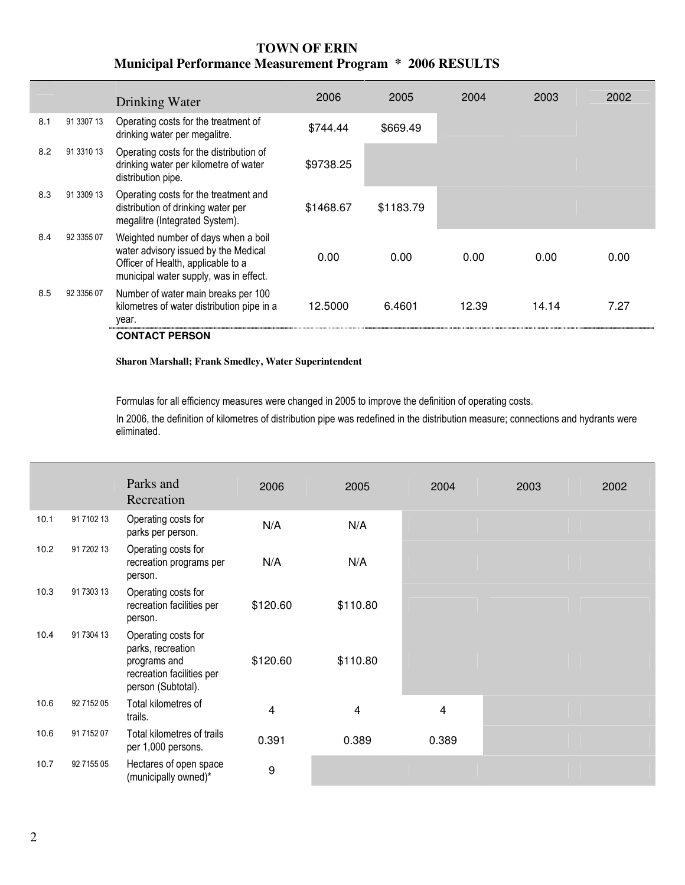# TOWN OF ERIN
## Municipal Performance Measurement Program * 2006 RESULTS

| | | Drinking Water | 2006 | 2005 | 2004 | 2003 | 2002 |
|---|---|---|---|---|---|---|---|
| 8.1 | 91 3307 13 | Operating costs for the treatment of drinking water per megalitre. | $744.44 | $669.49 | | | |
| 8.2 | 91 3310 13 | Operating costs for the distribution of drinking water per kilometre of water distribution pipe. | $9738.25 | | | | |
| 8.3 | 91 3309 13 | Operating costs for the treatment and distribution of drinking water per megalitre (Integrated System). | $1468.67 | $1183.79 | | | |
| 8.4 | 92 3355 07 | Weighted number of days when a boil water advisory issued by the Medical Officer of Health, applicable to a municipal water supply, was in effect. | 0.00 | 0.00 | 0.00 | 0.00 | 0.00 |
| 8.5 | 92 3356 07 | Number of water main breaks per 100 kilometres of water distribution pipe in a year. | 12.5000 | 6.4601 | 12.39 | 14.14 | 7.27 |

**CONTACT PERSON**

**Sharon Marshall; Frank Smedley, Water Superintendent**

Formulas for all efficiency measures were changed in 2005 to improve the definition of operating costs.

In 2006, the definition of kilometres of distribution pipe was redefined in the distribution measure; connections and hydrants were eliminated.

| | | Parks and Recreation | 2006 | 2005 | 2004 | 2003 | 2002 |
|---|---|---|---|---|---|---|---|
| 10.1 | 91 7102 13 | Operating costs for parks per person. | N/A | N/A | | | |
| 10.2 | 91 7202 13 | Operating costs for recreation programs per person. | N/A | N/A | | | |
| 10.3 | 91 7303 13 | Operating costs for recreation facilities per person. | $120.60 | $110.80 | | | |
| 10.4 | 91 7304 13 | Operating costs for parks, recreation programs and recreation facilities per person (Subtotal). | $120.60 | $110.80 | | | |
| 10.6 | 92 7152 05 | Total kilometres of trails. | 4 | 4 | 4 | | |
| 10.6 | 91 7152 07 | Total kilometres of trails per 1,000 persons. | 0.391 | 0.389 | 0.389 | | |
| 10.7 | 92 7155 05 | Hectares of open space (municipally owned)* | 9 | | | | |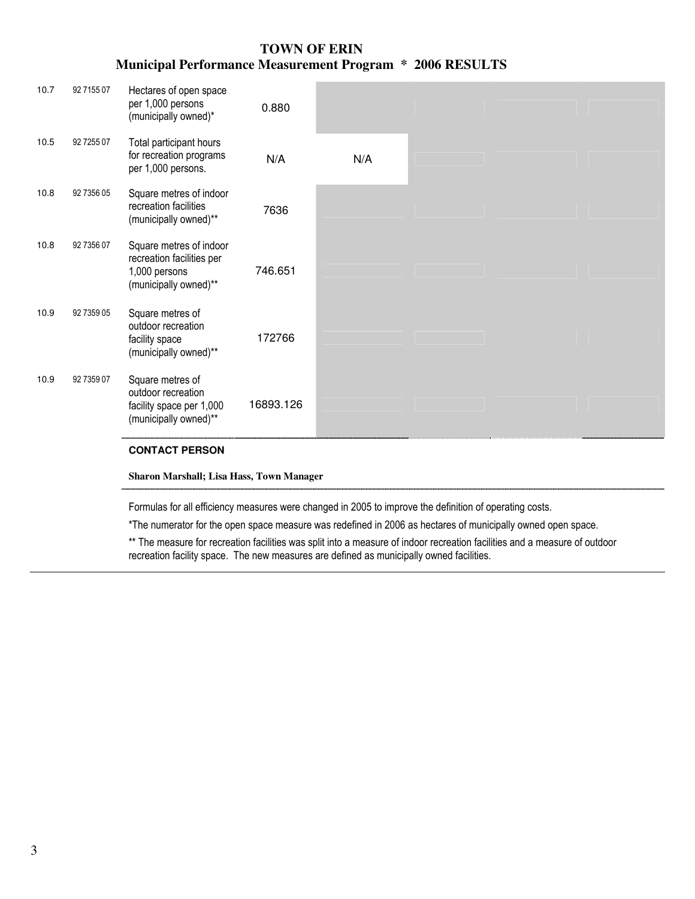# TOWN OF ERIN
## Municipal Performance Measurement Program * 2006 RESULTS

| | | | | | | | |
|---|---|---|---|---|---|---|---|
| 10.7 | 92 7155 07 | Hectares of open space per 1,000 persons (municipally owned)* | 0.880 | | | | |
| 10.5 | 92 7255 07 | Total participant hours for recreation programs per 1,000 persons. | N/A | N/A | | | |
| 10.8 | 92 7356 05 | Square metres of indoor recreation facilities (municipally owned)** | 7636 | | | | |
| 10.8 | 92 7356 07 | Square metres of indoor recreation facilities per 1,000 persons (municipally owned)** | 746.651 | | | | |
| 10.9 | 92 7359 05 | Square metres of outdoor recreation facility space (municipally owned)** | 172766 | | | | |
| 10.9 | 92 7359 07 | Square metres of outdoor recreation facility space per 1,000 (municipally owned)** | 16893.126 | | | | |

**CONTACT PERSON**

**Sharon Marshall; Lisa Hass, Town Manager**

Formulas for all efficiency measures were changed in 2005 to improve the definition of operating costs.

*The numerator for the open space measure was redefined in 2006 as hectares of municipally owned open space.

** The measure for recreation facilities was split into a measure of indoor recreation facilities and a measure of outdoor recreation facility space. The new measures are defined as municipally owned facilities.